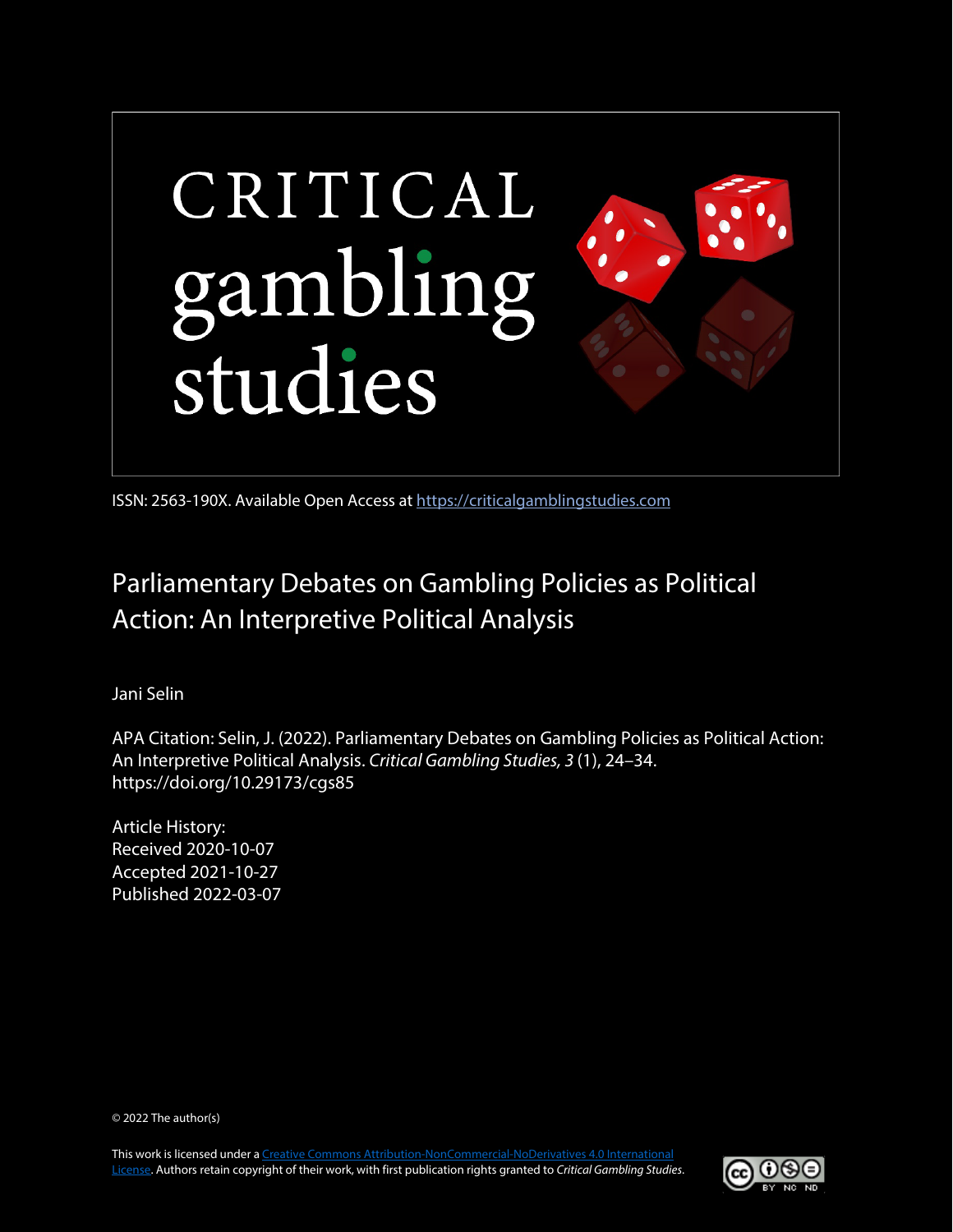CRITICAL gambling studies

ISSN: 2563-190X. Available Open Access at [https://criticalgamblingstudies.com](https://criticalgamblingstudies.com)

# Parliamentary Debates on Gambling Policies as Political Action: An Interpretive Political Analysis

Jani Selin

APA Citation: Selin, J. (2022). Parliamentary Debates on Gambling Policies as Political Action: An Interpretive Political Analysis. *Critical Gambling Studies, 3* (1), 24–34. https://doi.org/10.29173/cgs85

Article History:
Received 2020-10-07
Accepted 2021-10-27
Published 2022-03-07

© 2022 The author(s)

This work is licensed under a [Creative Commons Attribution-NonCommercial-NoDerivatives 4.0 International License](https://creativecommons.org/licenses/by-nc-nd/4.0/). Authors retain copyright of their work, with first publication rights granted to *Critical Gambling Studies*.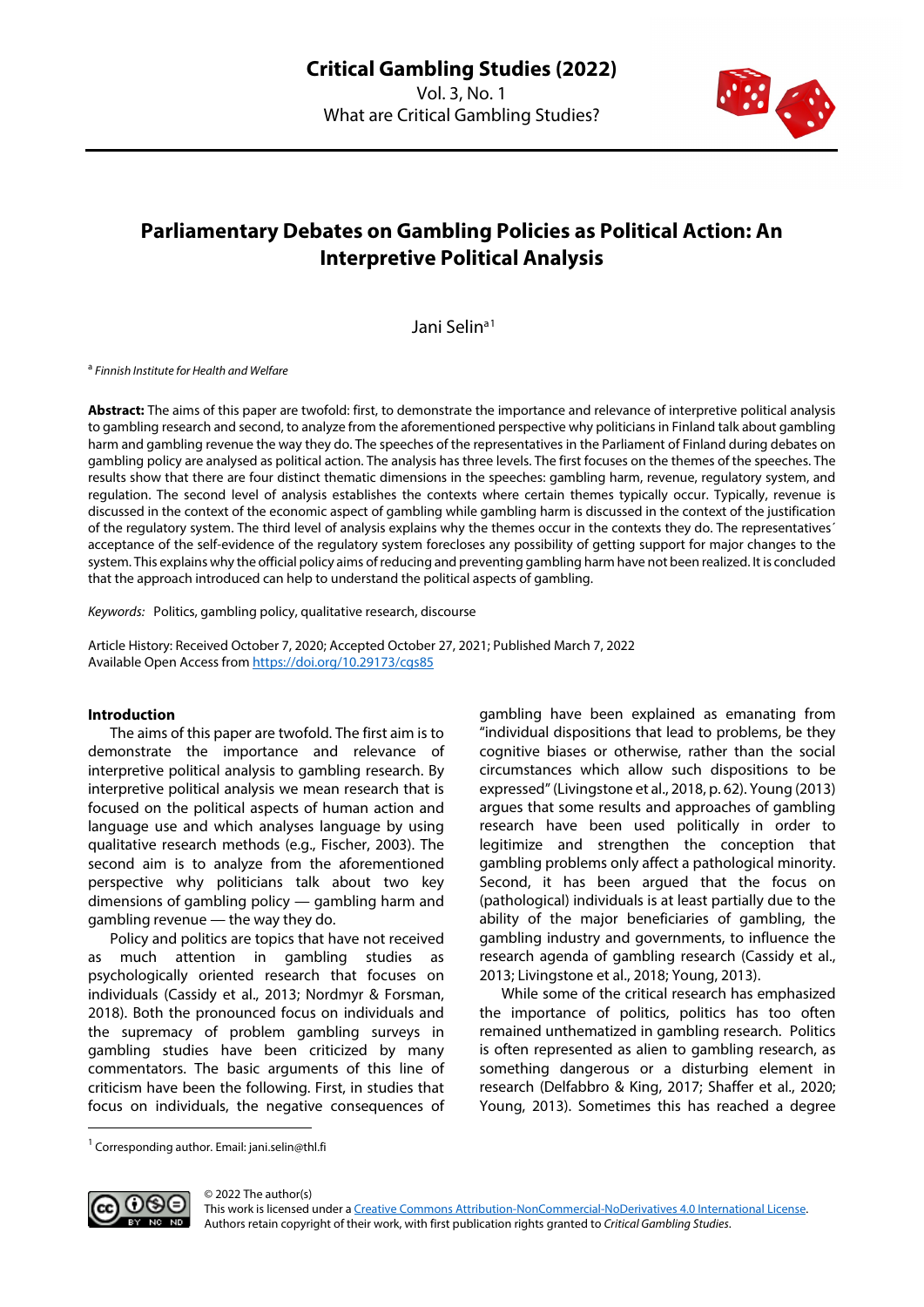# Parliamentary Debates on Gambling Policies as Political Action: An Interpretive Political Analysis

Jani Selin[a1]

[a] *Finnish Institute for Health and Welfare*

**Abstract:** The aims of this paper are twofold: first, to demonstrate the importance and relevance of interpretive political analysis to gambling research and second, to analyze from the aforementioned perspective why politicians in Finland talk about gambling harm and gambling revenue the way they do. The speeches of the representatives in the Parliament of Finland during debates on gambling policy are analysed as political action. The analysis has three levels. The first focuses on the themes of the speeches. The results show that there are four distinct thematic dimensions in the speeches: gambling harm, revenue, regulatory system, and regulation. The second level of analysis establishes the contexts where certain themes typically occur. Typically, revenue is discussed in the context of the economic aspect of gambling while gambling harm is discussed in the context of the justification of the regulatory system. The third level of analysis explains why the themes occur in the contexts they do. The representatives´ acceptance of the self-evidence of the regulatory system forecloses any possibility of getting support for major changes to the system. This explains why the official policy aims of reducing and preventing gambling harm have not been realized. It is concluded that the approach introduced can help to understand the political aspects of gambling.

*Keywords:* Politics, gambling policy, qualitative research, discourse

Article History: Received October 7, 2020; Accepted October 27, 2021; Published March 7, 2022
Available Open Access from https://doi.org/10.29173/cgs85

## Introduction

The aims of this paper are twofold. The first aim is to demonstrate the importance and relevance of interpretive political analysis to gambling research. By interpretive political analysis we mean research that is focused on the political aspects of human action and language use and which analyses language by using qualitative research methods (e.g., Fischer, 2003). The second aim is to analyze from the aforementioned perspective why politicians talk about two key dimensions of gambling policy — gambling harm and gambling revenue — the way they do.

Policy and politics are topics that have not received as much attention in gambling studies as psychologically oriented research that focuses on individuals (Cassidy et al., 2013; Nordmyr & Forsman, 2018). Both the pronounced focus on individuals and the supremacy of problem gambling surveys in gambling studies have been criticized by many commentators. The basic arguments of this line of criticism have been the following. First, in studies that focus on individuals, the negative consequences of gambling have been explained as emanating from "individual dispositions that lead to problems, be they cognitive biases or otherwise, rather than the social circumstances which allow such dispositions to be expressed" (Livingstone et al., 2018, p. 62). Young (2013) argues that some results and approaches of gambling research have been used politically in order to legitimize and strengthen the conception that gambling problems only affect a pathological minority. Second, it has been argued that the focus on (pathological) individuals is at least partially due to the ability of the major beneficiaries of gambling, the gambling industry and governments, to influence the research agenda of gambling research (Cassidy et al., 2013; Livingstone et al., 2018; Young, 2013).

While some of the critical research has emphasized the importance of politics, politics has too often remained unthematized in gambling research. Politics is often represented as alien to gambling research, as something dangerous or a disturbing element in research (Delfabbro & King, 2017; Shaffer et al., 2020; Young, 2013). Sometimes this has reached a degree

[1] Corresponding author. Email: jani.selin@thl.fi

© 2022 The author(s)
This work is licensed under a Creative Commons Attribution-NonCommercial-NoDerivatives 4.0 International License. Authors retain copyright of their work, with first publication rights granted to *Critical Gambling Studies.*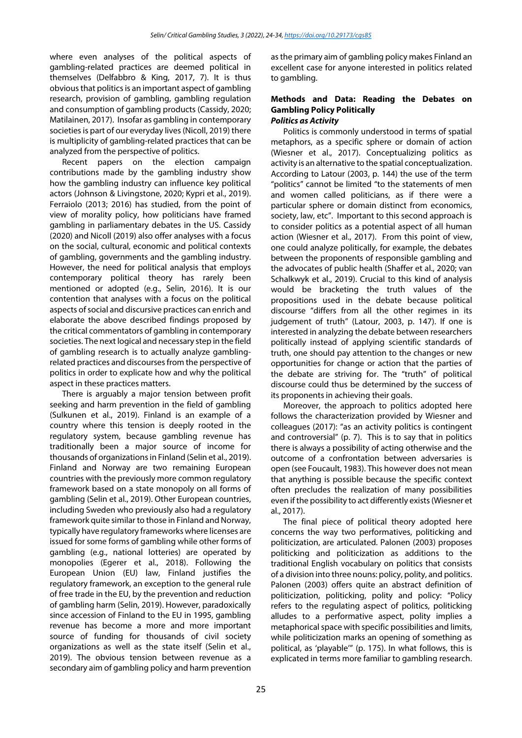where even analyses of the political aspects of gambling-related practices are deemed political in themselves (Delfabbro & King, 2017, 7). It is thus obvious that politics is an important aspect of gambling research, provision of gambling, gambling regulation and consumption of gambling products (Cassidy, 2020; Matilainen, 2017). Insofar as gambling in contemporary societies is part of our everyday lives (Nicoll, 2019) there is multiplicity of gambling-related practices that can be analyzed from the perspective of politics.

Recent papers on the election campaign contributions made by the gambling industry show how the gambling industry can influence key political actors (Johnson & Livingstone, 2020; Kypri et al., 2019). Ferraiolo (2013; 2016) has studied, from the point of view of morality policy, how politicians have framed gambling in parliamentary debates in the US. Cassidy (2020) and Nicoll (2019) also offer analyses with a focus on the social, cultural, economic and political contexts of gambling, governments and the gambling industry. However, the need for political analysis that employs contemporary political theory has rarely been mentioned or adopted (e.g., Selin, 2016). It is our contention that analyses with a focus on the political aspects of social and discursive practices can enrich and elaborate the above described findings proposed by the critical commentators of gambling in contemporary societies. The next logical and necessary step in the field of gambling research is to actually analyze gambling-related practices and discourses from the perspective of politics in order to explicate how and why the political aspect in these practices matters.

There is arguably a major tension between profit seeking and harm prevention in the field of gambling (Sulkunen et al., 2019). Finland is an example of a country where this tension is deeply rooted in the regulatory system, because gambling revenue has traditionally been a major source of income for thousands of organizations in Finland (Selin et al., 2019). Finland and Norway are two remaining European countries with the previously more common regulatory framework based on a state monopoly on all forms of gambling (Selin et al., 2019). Other European countries, including Sweden who previously also had a regulatory framework quite similar to those in Finland and Norway, typically have regulatory frameworks where licenses are issued for some forms of gambling while other forms of gambling (e.g., national lotteries) are operated by monopolies (Egerer et al., 2018). Following the European Union (EU) law, Finland justifies the regulatory framework, an exception to the general rule of free trade in the EU, by the prevention and reduction of gambling harm (Selin, 2019). However, paradoxically since accession of Finland to the EU in 1995, gambling revenue has become a more and more important source of funding for thousands of civil society organizations as well as the state itself (Selin et al., 2019). The obvious tension between revenue as a secondary aim of gambling policy and harm prevention as the primary aim of gambling policy makes Finland an excellent case for anyone interested in politics related to gambling.

## Methods and Data: Reading the Debates on Gambling Policy Politically

### *Politics as Activity*

Politics is commonly understood in terms of spatial metaphors, as a specific sphere or domain of action (Wiesner et al., 2017). Conceptualizing politics as activity is an alternative to the spatial conceptualization. According to Latour (2003, p. 144) the use of the term "politics" cannot be limited "to the statements of men and women called politicians, as if there were a particular sphere or domain distinct from economics, society, law, etc". Important to this second approach is to consider politics as a potential aspect of all human action (Wiesner et al., 2017). From this point of view, one could analyze politically, for example, the debates between the proponents of responsible gambling and the advocates of public health (Shaffer et al., 2020; van Schalkwyk et al., 2019). Crucial to this kind of analysis would be bracketing the truth values of the propositions used in the debate because political discourse "differs from all the other regimes in its judgement of truth" (Latour, 2003, p. 147). If one is interested in analyzing the debate between researchers politically instead of applying scientific standards of truth, one should pay attention to the changes or new opportunities for change or action that the parties of the debate are striving for. The "truth" of political discourse could thus be determined by the success of its proponents in achieving their goals.

Moreover, the approach to politics adopted here follows the characterization provided by Wiesner and colleagues (2017): "as an activity politics is contingent and controversial" (p. 7). This is to say that in politics there is always a possibility of acting otherwise and the outcome of a confrontation between adversaries is open (see Foucault, 1983). This however does not mean that anything is possible because the specific context often precludes the realization of many possibilities even if the possibility to act differently exists (Wiesner et al., 2017).

The final piece of political theory adopted here concerns the way two performatives, politicking and politicization, are articulated. Palonen (2003) proposes politicking and politicization as additions to the traditional English vocabulary on politics that consists of a division into three nouns: policy, polity, and politics. Palonen (2003) offers quite an abstract definition of politicization, politicking, polity and policy: "Policy refers to the regulating aspect of politics, politicking alludes to a performative aspect, polity implies a metaphorical space with specific possibilities and limits, while politicization marks an opening of something as political, as 'playable'" (p. 175). In what follows, this is explicated in terms more familiar to gambling research.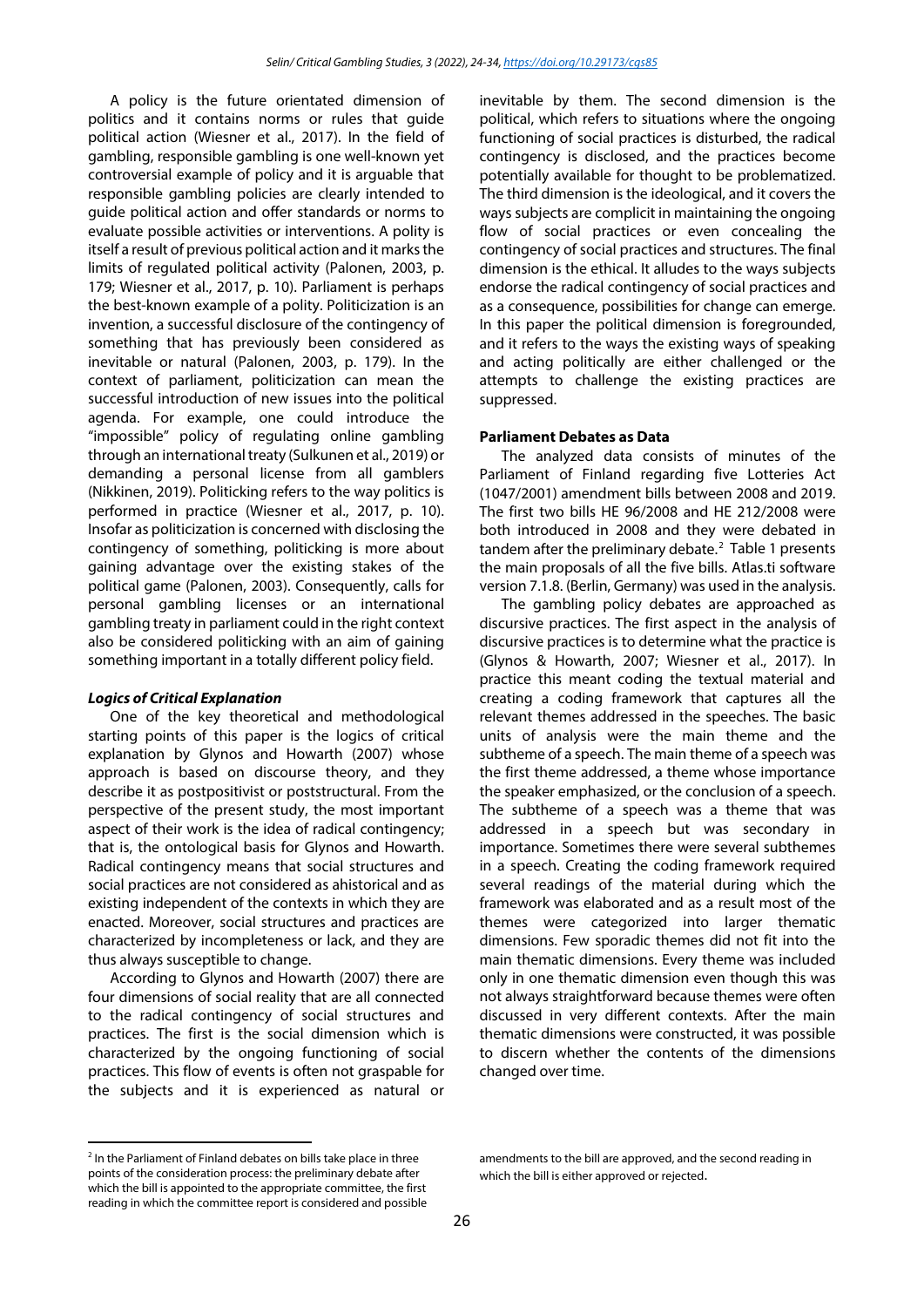A policy is the future orientated dimension of politics and it contains norms or rules that guide political action (Wiesner et al., 2017). In the field of gambling, responsible gambling is one well-known yet controversial example of policy and it is arguable that responsible gambling policies are clearly intended to guide political action and offer standards or norms to evaluate possible activities or interventions. A polity is itself a result of previous political action and it marks the limits of regulated political activity (Palonen, 2003, p. 179; Wiesner et al., 2017, p. 10). Parliament is perhaps the best-known example of a polity. Politicization is an invention, a successful disclosure of the contingency of something that has previously been considered as inevitable or natural (Palonen, 2003, p. 179). In the context of parliament, politicization can mean the successful introduction of new issues into the political agenda. For example, one could introduce the "impossible" policy of regulating online gambling through an international treaty (Sulkunen et al., 2019) or demanding a personal license from all gamblers (Nikkinen, 2019). Politicking refers to the way politics is performed in practice (Wiesner et al., 2017, p. 10). Insofar as politicization is concerned with disclosing the contingency of something, politicking is more about gaining advantage over the existing stakes of the political game (Palonen, 2003). Consequently, calls for personal gambling licenses or an international gambling treaty in parliament could in the right context also be considered politicking with an aim of gaining something important in a totally different policy field.

### *Logics of Critical Explanation*

One of the key theoretical and methodological starting points of this paper is the logics of critical explanation by Glynos and Howarth (2007) whose approach is based on discourse theory, and they describe it as postpositivist or poststructural. From the perspective of the present study, the most important aspect of their work is the idea of radical contingency; that is, the ontological basis for Glynos and Howarth. Radical contingency means that social structures and social practices are not considered as ahistorical and as existing independent of the contexts in which they are enacted. Moreover, social structures and practices are characterized by incompleteness or lack, and they are thus always susceptible to change.

According to Glynos and Howarth (2007) there are four dimensions of social reality that are all connected to the radical contingency of social structures and practices. The first is the social dimension which is characterized by the ongoing functioning of social practices. This flow of events is often not graspable for the subjects and it is experienced as natural or inevitable by them. The second dimension is the political, which refers to situations where the ongoing functioning of social practices is disturbed, the radical contingency is disclosed, and the practices become potentially available for thought to be problematized. The third dimension is the ideological, and it covers the ways subjects are complicit in maintaining the ongoing flow of social practices or even concealing the contingency of social practices and structures. The final dimension is the ethical. It alludes to the ways subjects endorse the radical contingency of social practices and as a consequence, possibilities for change can emerge. In this paper the political dimension is foregrounded, and it refers to the ways the existing ways of speaking and acting politically are either challenged or the attempts to challenge the existing practices are suppressed.

### **Parliament Debates as Data**

The analyzed data consists of minutes of the Parliament of Finland regarding five Lotteries Act (1047/2001) amendment bills between 2008 and 2019. The first two bills HE 96/2008 and HE 212/2008 were both introduced in 2008 and they were debated in tandem after the preliminary debate.[2] Table 1 presents the main proposals of all the five bills. Atlas.ti software version 7.1.8. (Berlin, Germany) was used in the analysis.

The gambling policy debates are approached as discursive practices. The first aspect in the analysis of discursive practices is to determine what the practice is (Glynos & Howarth, 2007; Wiesner et al., 2017). In practice this meant coding the textual material and creating a coding framework that captures all the relevant themes addressed in the speeches. The basic units of analysis were the main theme and the subtheme of a speech. The main theme of a speech was the first theme addressed, a theme whose importance the speaker emphasized, or the conclusion of a speech. The subtheme of a speech was a theme that was addressed in a speech but was secondary in importance. Sometimes there were several subthemes in a speech. Creating the coding framework required several readings of the material during which the framework was elaborated and as a result most of the themes were categorized into larger thematic dimensions. Few sporadic themes did not fit into the main thematic dimensions. Every theme was included only in one thematic dimension even though this was not always straightforward because themes were often discussed in very different contexts. After the main thematic dimensions were constructed, it was possible to discern whether the contents of the dimensions changed over time.

[2] In the Parliament of Finland debates on bills take place in three points of the consideration process: the preliminary debate after which the bill is appointed to the appropriate committee, the first reading in which the committee report is considered and possible amendments to the bill are approved, and the second reading in which the bill is either approved or rejected.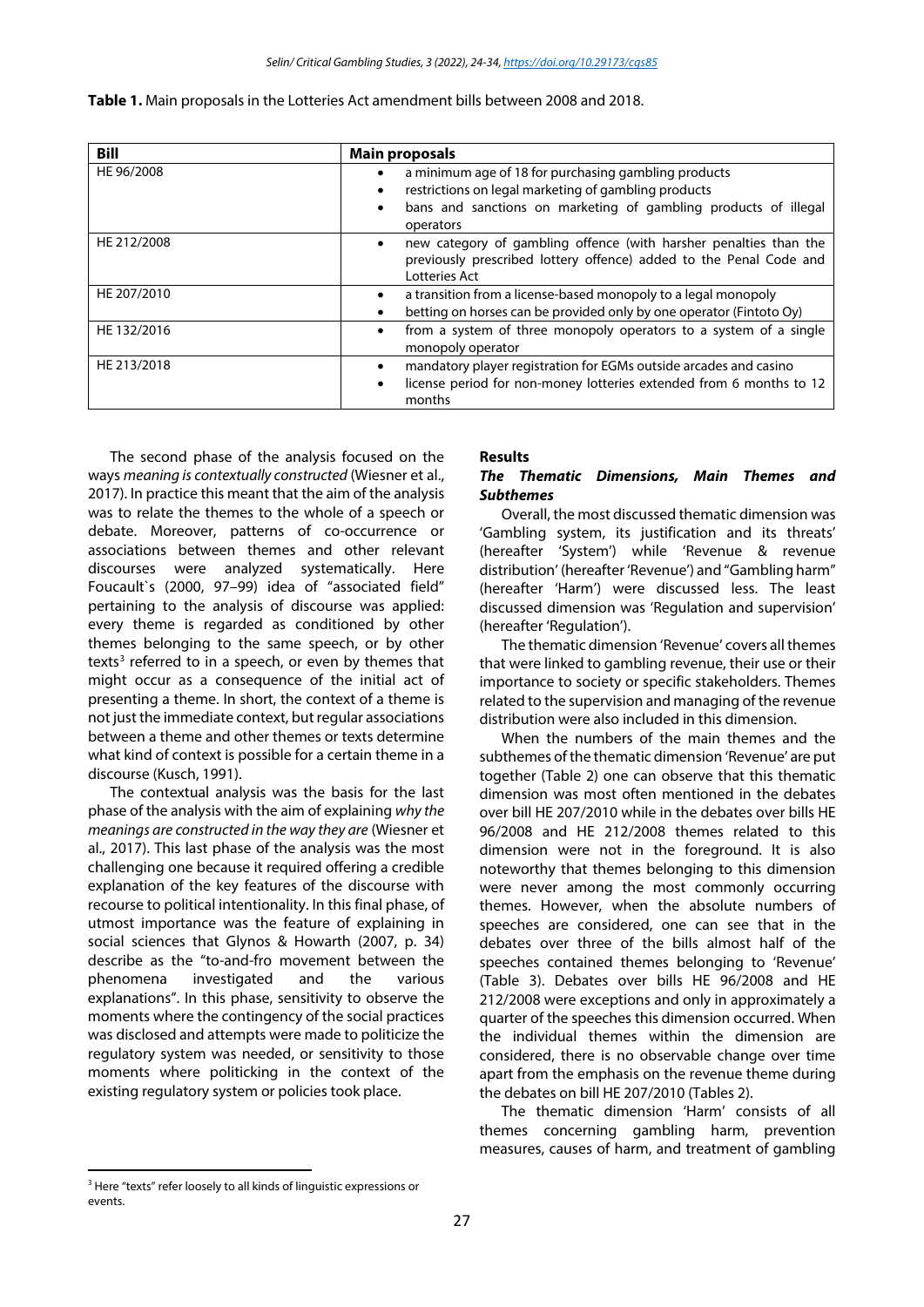**Table 1.** Main proposals in the Lotteries Act amendment bills between 2008 and 2018.

| Bill | Main proposals |
|---|---|
| HE 96/2008 | • a minimum age of 18 for purchasing gambling products<br>• restrictions on legal marketing of gambling products<br>• bans and sanctions on marketing of gambling products of illegal operators |
| HE 212/2008 | • new category of gambling offence (with harsher penalties than the previously prescribed lottery offence) added to the Penal Code and Lotteries Act |
| HE 207/2010 | • a transition from a license-based monopoly to a legal monopoly<br>• betting on horses can be provided only by one operator (Fintoto Oy) |
| HE 132/2016 | • from a system of three monopoly operators to a system of a single monopoly operator |
| HE 213/2018 | • mandatory player registration for EGMs outside arcades and casino<br>• license period for non-money lotteries extended from 6 months to 12 months |

The second phase of the analysis focused on the ways *meaning is contextually constructed* (Wiesner et al., 2017). In practice this meant that the aim of the analysis was to relate the themes to the whole of a speech or debate. Moreover, patterns of co-occurrence or associations between themes and other relevant discourses were analyzed systematically. Here Foucault`s (2000, 97–99) idea of "associated field" pertaining to the analysis of discourse was applied: every theme is regarded as conditioned by other themes belonging to the same speech, or by other texts[3] referred to in a speech, or even by themes that might occur as a consequence of the initial act of presenting a theme. In short, the context of a theme is not just the immediate context, but regular associations between a theme and other themes or texts determine what kind of context is possible for a certain theme in a discourse (Kusch, 1991).

The contextual analysis was the basis for the last phase of the analysis with the aim of explaining *why the meanings are constructed in the way they are* (Wiesner et al., 2017). This last phase of the analysis was the most challenging one because it required offering a credible explanation of the key features of the discourse with recourse to political intentionality. In this final phase, of utmost importance was the feature of explaining in social sciences that Glynos & Howarth (2007, p. 34) describe as the "to-and-fro movement between the phenomena investigated and the various explanations". In this phase, sensitivity to observe the moments where the contingency of the social practices was disclosed and attempts were made to politicize the regulatory system was needed, or sensitivity to those moments where politicking in the context of the existing regulatory system or policies took place.

## Results

### *The Thematic Dimensions, Main Themes and Subthemes*

Overall, the most discussed thematic dimension was 'Gambling system, its justification and its threats' (hereafter 'System') while 'Revenue & revenue distribution' (hereafter 'Revenue') and "Gambling harm" (hereafter 'Harm') were discussed less. The least discussed dimension was 'Regulation and supervision' (hereafter 'Regulation').

The thematic dimension 'Revenue' covers all themes that were linked to gambling revenue, their use or their importance to society or specific stakeholders. Themes related to the supervision and managing of the revenue distribution were also included in this dimension.

When the numbers of the main themes and the subthemes of the thematic dimension 'Revenue' are put together (Table 2) one can observe that this thematic dimension was most often mentioned in the debates over bill HE 207/2010 while in the debates over bills HE 96/2008 and HE 212/2008 themes related to this dimension were not in the foreground. It is also noteworthy that themes belonging to this dimension were never among the most commonly occurring themes. However, when the absolute numbers of speeches are considered, one can see that in the debates over three of the bills almost half of the speeches contained themes belonging to 'Revenue' (Table 3). Debates over bills HE 96/2008 and HE 212/2008 were exceptions and only in approximately a quarter of the speeches this dimension occurred. When the individual themes within the dimension are considered, there is no observable change over time apart from the emphasis on the revenue theme during the debates on bill HE 207/2010 (Tables 2).

The thematic dimension 'Harm' consists of all themes concerning gambling harm, prevention measures, causes of harm, and treatment of gambling

[3] Here "texts" refer loosely to all kinds of linguistic expressions or events.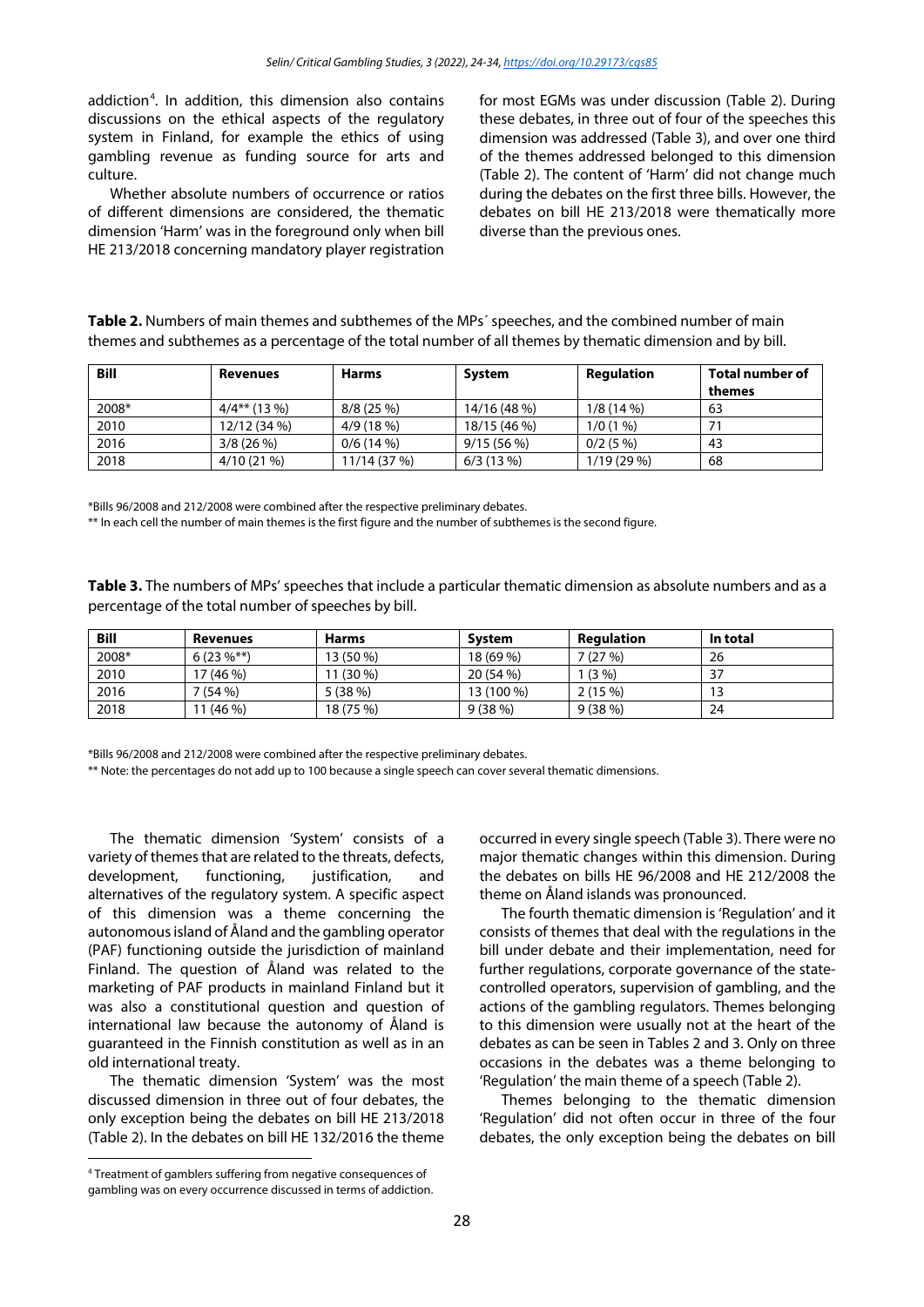addiction[4]. In addition, this dimension also contains discussions on the ethical aspects of the regulatory system in Finland, for example the ethics of using gambling revenue as funding source for arts and culture.

Whether absolute numbers of occurrence or ratios of different dimensions are considered, the thematic dimension 'Harm' was in the foreground only when bill HE 213/2018 concerning mandatory player registration for most EGMs was under discussion (Table 2). During these debates, in three out of four of the speeches this dimension was addressed (Table 3), and over one third of the themes addressed belonged to this dimension (Table 2). The content of 'Harm' did not change much during the debates on the first three bills. However, the debates on bill HE 213/2018 were thematically more diverse than the previous ones.

**Table 2.** Numbers of main themes and subthemes of the MPs´ speeches, and the combined number of main themes and subthemes as a percentage of the total number of all themes by thematic dimension and by bill.

| Bill | Revenues | Harms | System | Regulation | Total number of themes |
|---|---|---|---|---|---|
| 2008* | 4/4** (13 %) | 8/8 (25 %) | 14/16 (48 %) | 1/8 (14 %) | 63 |
| 2010 | 12/12 (34 %) | 4/9 (18 %) | 18/15 (46 %) | 1/0 (1 %) | 71 |
| 2016 | 3/8 (26 %) | 0/6 (14 %) | 9/15 (56 %) | 0/2 (5 %) | 43 |
| 2018 | 4/10 (21 %) | 11/14 (37 %) | 6/3 (13 %) | 1/19 (29 %) | 68 |

*Bills 96/2008 and 212/2008 were combined after the respective preliminary debates.

** In each cell the number of main themes is the first figure and the number of subthemes is the second figure.

**Table 3.** The numbers of MPs' speeches that include a particular thematic dimension as absolute numbers and as a percentage of the total number of speeches by bill.

| Bill | Revenues | Harms | System | Regulation | In total |
|---|---|---|---|---|---|
| 2008* | 6 (23 %**) | 13 (50 %) | 18 (69 %) | 7 (27 %) | 26 |
| 2010 | 17 (46 %) | 11 (30 %) | 20 (54 %) | 1 (3 %) | 37 |
| 2016 | 7 (54 %) | 5 (38 %) | 13 (100 %) | 2 (15 %) | 13 |
| 2018 | 11 (46 %) | 18 (75 %) | 9 (38 %) | 9 (38 %) | 24 |

*Bills 96/2008 and 212/2008 were combined after the respective preliminary debates.

** Note: the percentages do not add up to 100 because a single speech can cover several thematic dimensions.

The thematic dimension 'System' consists of a variety of themes that are related to the threats, defects, development, functioning, justification, and alternatives of the regulatory system. A specific aspect of this dimension was a theme concerning the autonomous island of Åland and the gambling operator (PAF) functioning outside the jurisdiction of mainland Finland. The question of Åland was related to the marketing of PAF products in mainland Finland but it was also a constitutional question and question of international law because the autonomy of Åland is guaranteed in the Finnish constitution as well as in an old international treaty.

The thematic dimension 'System' was the most discussed dimension in three out of four debates, the only exception being the debates on bill HE 213/2018 (Table 2). In the debates on bill HE 132/2016 the theme occurred in every single speech (Table 3). There were no major thematic changes within this dimension. During the debates on bills HE 96/2008 and HE 212/2008 the theme on Åland islands was pronounced.

The fourth thematic dimension is 'Regulation' and it consists of themes that deal with the regulations in the bill under debate and their implementation, need for further regulations, corporate governance of the state-controlled operators, supervision of gambling, and the actions of the gambling regulators. Themes belonging to this dimension were usually not at the heart of the debates as can be seen in Tables 2 and 3. Only on three occasions in the debates was a theme belonging to 'Regulation' the main theme of a speech (Table 2).

Themes belonging to the thematic dimension 'Regulation' did not often occur in three of the four debates, the only exception being the debates on bill

[4] Treatment of gamblers suffering from negative consequences of gambling was on every occurrence discussed in terms of addiction.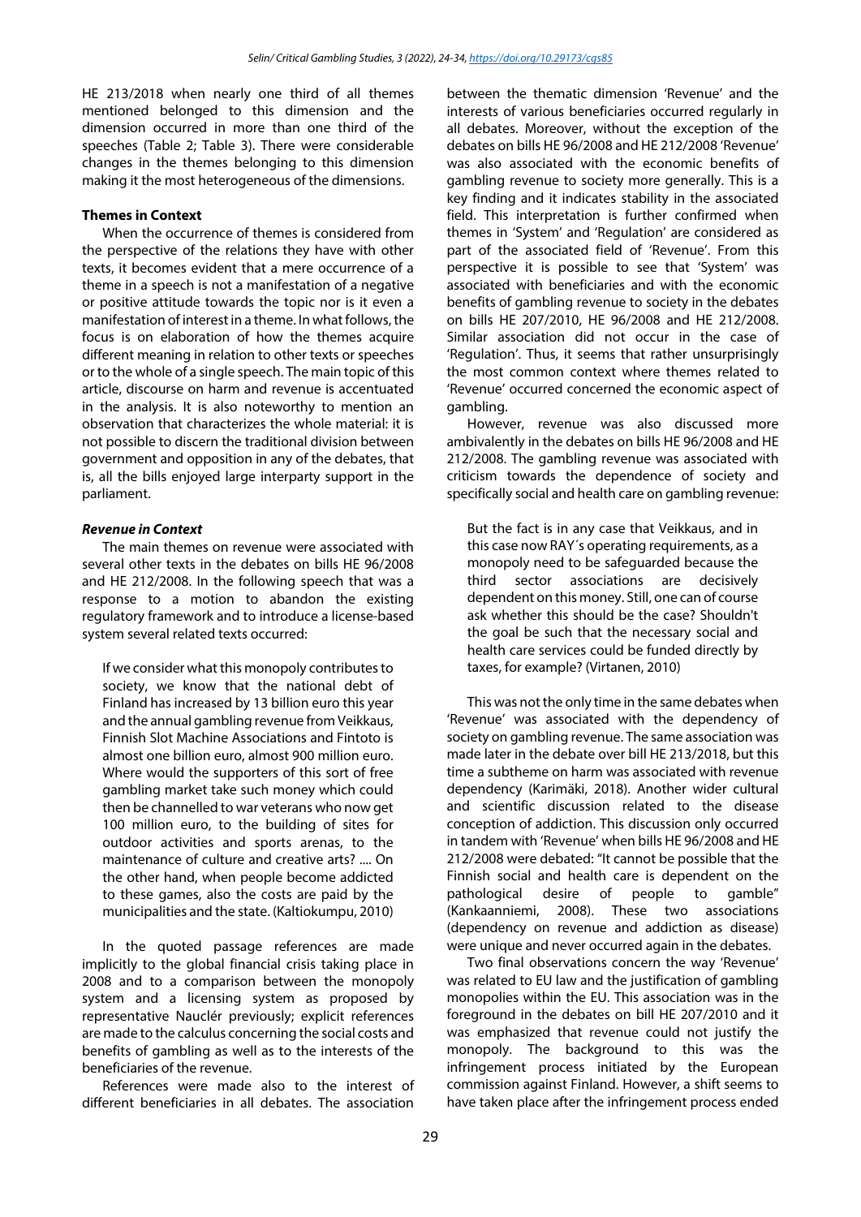HE 213/2018 when nearly one third of all themes mentioned belonged to this dimension and the dimension occurred in more than one third of the speeches (Table 2; Table 3). There were considerable changes in the themes belonging to this dimension making it the most heterogeneous of the dimensions.

### Themes in Context

When the occurrence of themes is considered from the perspective of the relations they have with other texts, it becomes evident that a mere occurrence of a theme in a speech is not a manifestation of a negative or positive attitude towards the topic nor is it even a manifestation of interest in a theme. In what follows, the focus is on elaboration of how the themes acquire different meaning in relation to other texts or speeches or to the whole of a single speech. The main topic of this article, discourse on harm and revenue is accentuated in the analysis. It is also noteworthy to mention an observation that characterizes the whole material: it is not possible to discern the traditional division between government and opposition in any of the debates, that is, all the bills enjoyed large interparty support in the parliament.

#### *Revenue in Context*

The main themes on revenue were associated with several other texts in the debates on bills HE 96/2008 and HE 212/2008. In the following speech that was a response to a motion to abandon the existing regulatory framework and to introduce a license-based system several related texts occurred:

> If we consider what this monopoly contributes to society, we know that the national debt of Finland has increased by 13 billion euro this year and the annual gambling revenue from Veikkaus, Finnish Slot Machine Associations and Fintoto is almost one billion euro, almost 900 million euro. Where would the supporters of this sort of free gambling market take such money which could then be channelled to war veterans who now get 100 million euro, to the building of sites for outdoor activities and sports arenas, to the maintenance of culture and creative arts? .... On the other hand, when people become addicted to these games, also the costs are paid by the municipalities and the state. (Kaltiokumpu, 2010)

In the quoted passage references are made implicitly to the global financial crisis taking place in 2008 and to a comparison between the monopoly system and a licensing system as proposed by representative Nauclér previously; explicit references are made to the calculus concerning the social costs and benefits of gambling as well as to the interests of the beneficiaries of the revenue.

References were made also to the interest of different beneficiaries in all debates. The association between the thematic dimension 'Revenue' and the interests of various beneficiaries occurred regularly in all debates. Moreover, without the exception of the debates on bills HE 96/2008 and HE 212/2008 'Revenue' was also associated with the economic benefits of gambling revenue to society more generally. This is a key finding and it indicates stability in the associated field. This interpretation is further confirmed when themes in 'System' and 'Regulation' are considered as part of the associated field of 'Revenue'. From this perspective it is possible to see that 'System' was associated with beneficiaries and with the economic benefits of gambling revenue to society in the debates on bills HE 207/2010, HE 96/2008 and HE 212/2008. Similar association did not occur in the case of 'Regulation'. Thus, it seems that rather unsurprisingly the most common context where themes related to 'Revenue' occurred concerned the economic aspect of gambling.

However, revenue was also discussed more ambivalently in the debates on bills HE 96/2008 and HE 212/2008. The gambling revenue was associated with criticism towards the dependence of society and specifically social and health care on gambling revenue:

> But the fact is in any case that Veikkaus, and in this case now RAY´s operating requirements, as a monopoly need to be safeguarded because the third sector associations are decisively dependent on this money. Still, one can of course ask whether this should be the case? Shouldn't the goal be such that the necessary social and health care services could be funded directly by taxes, for example? (Virtanen, 2010)

This was not the only time in the same debates when 'Revenue' was associated with the dependency of society on gambling revenue. The same association was made later in the debate over bill HE 213/2018, but this time a subtheme on harm was associated with revenue dependency (Karimäki, 2018). Another wider cultural and scientific discussion related to the disease conception of addiction. This discussion only occurred in tandem with 'Revenue' when bills HE 96/2008 and HE 212/2008 were debated: "It cannot be possible that the Finnish social and health care is dependent on the pathological desire of people to gamble" (Kankaanniemi, 2008). These two associations (dependency on revenue and addiction as disease) were unique and never occurred again in the debates.

Two final observations concern the way 'Revenue' was related to EU law and the justification of gambling monopolies within the EU. This association was in the foreground in the debates on bill HE 207/2010 and it was emphasized that revenue could not justify the monopoly. The background to this was the infringement process initiated by the European commission against Finland. However, a shift seems to have taken place after the infringement process ended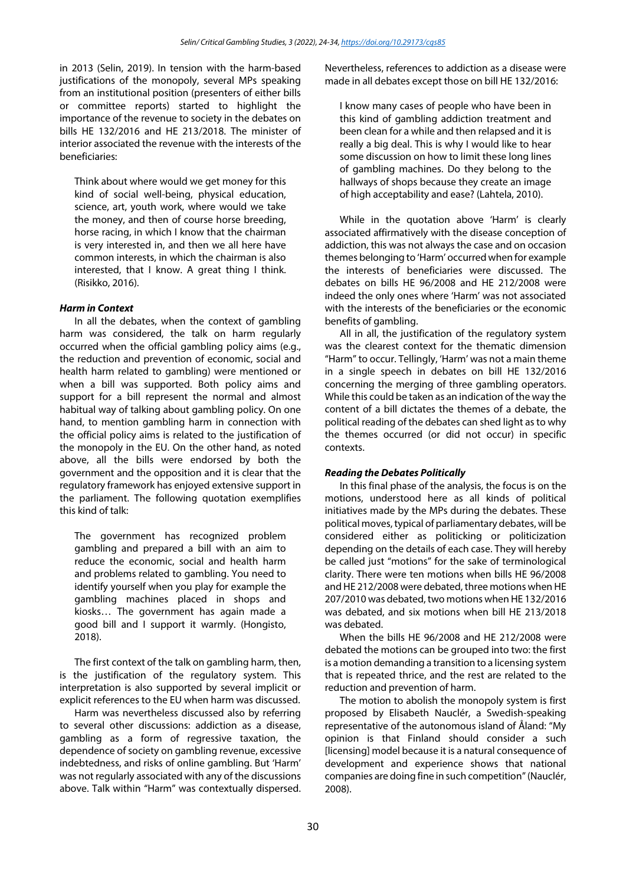in 2013 (Selin, 2019). In tension with the harm-based justifications of the monopoly, several MPs speaking from an institutional position (presenters of either bills or committee reports) started to highlight the importance of the revenue to society in the debates on bills HE 132/2016 and HE 213/2018. The minister of interior associated the revenue with the interests of the beneficiaries:

> Think about where would we get money for this kind of social well-being, physical education, science, art, youth work, where would we take the money, and then of course horse breeding, horse racing, in which I know that the chairman is very interested in, and then we all here have common interests, in which the chairman is also interested, that I know. A great thing I think. (Risikko, 2016).

### *Harm in Context*

In all the debates, when the context of gambling harm was considered, the talk on harm regularly occurred when the official gambling policy aims (e.g., the reduction and prevention of economic, social and health harm related to gambling) were mentioned or when a bill was supported. Both policy aims and support for a bill represent the normal and almost habitual way of talking about gambling policy. On one hand, to mention gambling harm in connection with the official policy aims is related to the justification of the monopoly in the EU. On the other hand, as noted above, all the bills were endorsed by both the government and the opposition and it is clear that the regulatory framework has enjoyed extensive support in the parliament. The following quotation exemplifies this kind of talk:

> The government has recognized problem gambling and prepared a bill with an aim to reduce the economic, social and health harm and problems related to gambling. You need to identify yourself when you play for example the gambling machines placed in shops and kiosks… The government has again made a good bill and I support it warmly. (Hongisto, 2018).

The first context of the talk on gambling harm, then, is the justification of the regulatory system. This interpretation is also supported by several implicit or explicit references to the EU when harm was discussed.

Harm was nevertheless discussed also by referring to several other discussions: addiction as a disease, gambling as a form of regressive taxation, the dependence of society on gambling revenue, excessive indebtedness, and risks of online gambling. But 'Harm' was not regularly associated with any of the discussions above. Talk within "Harm" was contextually dispersed. Nevertheless, references to addiction as a disease were made in all debates except those on bill HE 132/2016:

> I know many cases of people who have been in this kind of gambling addiction treatment and been clean for a while and then relapsed and it is really a big deal. This is why I would like to hear some discussion on how to limit these long lines of gambling machines. Do they belong to the hallways of shops because they create an image of high acceptability and ease? (Lahtela, 2010).

While in the quotation above 'Harm' is clearly associated affirmatively with the disease conception of addiction, this was not always the case and on occasion themes belonging to 'Harm' occurred when for example the interests of beneficiaries were discussed. The debates on bills HE 96/2008 and HE 212/2008 were indeed the only ones where 'Harm' was not associated with the interests of the beneficiaries or the economic benefits of gambling.

All in all, the justification of the regulatory system was the clearest context for the thematic dimension "Harm" to occur. Tellingly, 'Harm' was not a main theme in a single speech in debates on bill HE 132/2016 concerning the merging of three gambling operators. While this could be taken as an indication of the way the content of a bill dictates the themes of a debate, the political reading of the debates can shed light as to why the themes occurred (or did not occur) in specific contexts.

### *Reading the Debates Politically*

In this final phase of the analysis, the focus is on the motions, understood here as all kinds of political initiatives made by the MPs during the debates. These political moves, typical of parliamentary debates, will be considered either as politicking or politicization depending on the details of each case. They will hereby be called just "motions" for the sake of terminological clarity. There were ten motions when bills HE 96/2008 and HE 212/2008 were debated, three motions when HE 207/2010 was debated, two motions when HE 132/2016 was debated, and six motions when bill HE 213/2018 was debated.

When the bills HE 96/2008 and HE 212/2008 were debated the motions can be grouped into two: the first is a motion demanding a transition to a licensing system that is repeated thrice, and the rest are related to the reduction and prevention of harm.

The motion to abolish the monopoly system is first proposed by Elisabeth Nauclér, a Swedish-speaking representative of the autonomous island of Åland: "My opinion is that Finland should consider a such [licensing] model because it is a natural consequence of development and experience shows that national companies are doing fine in such competition" (Nauclér, 2008).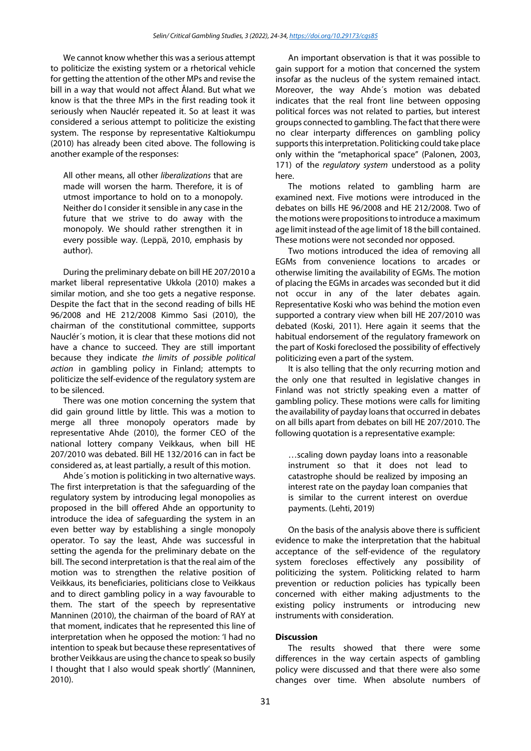We cannot know whether this was a serious attempt to politicize the existing system or a rhetorical vehicle for getting the attention of the other MPs and revise the bill in a way that would not affect Åland. But what we know is that the three MPs in the first reading took it seriously when Nauclér repeated it. So at least it was considered a serious attempt to politicize the existing system. The response by representative Kaltiokumpu (2010) has already been cited above. The following is another example of the responses:

> All other means, all other *liberalizations* that are made will worsen the harm. Therefore, it is of utmost importance to hold on to a monopoly. Neither do I consider it sensible in any case in the future that we strive to do away with the monopoly. We should rather strengthen it in every possible way. (Leppä, 2010, emphasis by author).

During the preliminary debate on bill HE 207/2010 a market liberal representative Ukkola (2010) makes a similar motion, and she too gets a negative response. Despite the fact that in the second reading of bills HE 96/2008 and HE 212/2008 Kimmo Sasi (2010), the chairman of the constitutional committee, supports Nauclér´s motion, it is clear that these motions did not have a chance to succeed. They are still important because they indicate *the limits of possible political action* in gambling policy in Finland; attempts to politicize the self-evidence of the regulatory system are to be silenced.

There was one motion concerning the system that did gain ground little by little. This was a motion to merge all three monopoly operators made by representative Ahde (2010), the former CEO of the national lottery company Veikkaus, when bill HE 207/2010 was debated. Bill HE 132/2016 can in fact be considered as, at least partially, a result of this motion.

Ahde´s motion is politicking in two alternative ways. The first interpretation is that the safeguarding of the regulatory system by introducing legal monopolies as proposed in the bill offered Ahde an opportunity to introduce the idea of safeguarding the system in an even better way by establishing a single monopoly operator. To say the least, Ahde was successful in setting the agenda for the preliminary debate on the bill. The second interpretation is that the real aim of the motion was to strengthen the relative position of Veikkaus, its beneficiaries, politicians close to Veikkaus and to direct gambling policy in a way favourable to them. The start of the speech by representative Manninen (2010), the chairman of the board of RAY at that moment, indicates that he represented this line of interpretation when he opposed the motion: 'I had no intention to speak but because these representatives of brother Veikkaus are using the chance to speak so busily I thought that I also would speak shortly' (Manninen, 2010).

An important observation is that it was possible to gain support for a motion that concerned the system insofar as the nucleus of the system remained intact. Moreover, the way Ahde´s motion was debated indicates that the real front line between opposing political forces was not related to parties, but interest groups connected to gambling. The fact that there were no clear interparty differences on gambling policy supports this interpretation. Politicking could take place only within the "metaphorical space" (Palonen, 2003, 171) of the *regulatory system* understood as a polity here.

The motions related to gambling harm are examined next. Five motions were introduced in the debates on bills HE 96/2008 and HE 212/2008. Two of the motions were propositions to introduce a maximum age limit instead of the age limit of 18 the bill contained. These motions were not seconded nor opposed.

Two motions introduced the idea of removing all EGMs from convenience locations to arcades or otherwise limiting the availability of EGMs. The motion of placing the EGMs in arcades was seconded but it did not occur in any of the later debates again. Representative Koski who was behind the motion even supported a contrary view when bill HE 207/2010 was debated (Koski, 2011). Here again it seems that the habitual endorsement of the regulatory framework on the part of Koski foreclosed the possibility of effectively politicizing even a part of the system.

It is also telling that the only recurring motion and the only one that resulted in legislative changes in Finland was not strictly speaking even a matter of gambling policy. These motions were calls for limiting the availability of payday loans that occurred in debates on all bills apart from debates on bill HE 207/2010. The following quotation is a representative example:

> …scaling down payday loans into a reasonable instrument so that it does not lead to catastrophe should be realized by imposing an interest rate on the payday loan companies that is similar to the current interest on overdue payments. (Lehti, 2019)

On the basis of the analysis above there is sufficient evidence to make the interpretation that the habitual acceptance of the self-evidence of the regulatory system forecloses effectively any possibility of politicizing the system. Politicking related to harm prevention or reduction policies has typically been concerned with either making adjustments to the existing policy instruments or introducing new instruments with consideration.

## Discussion

The results showed that there were some differences in the way certain aspects of gambling policy were discussed and that there were also some changes over time. When absolute numbers of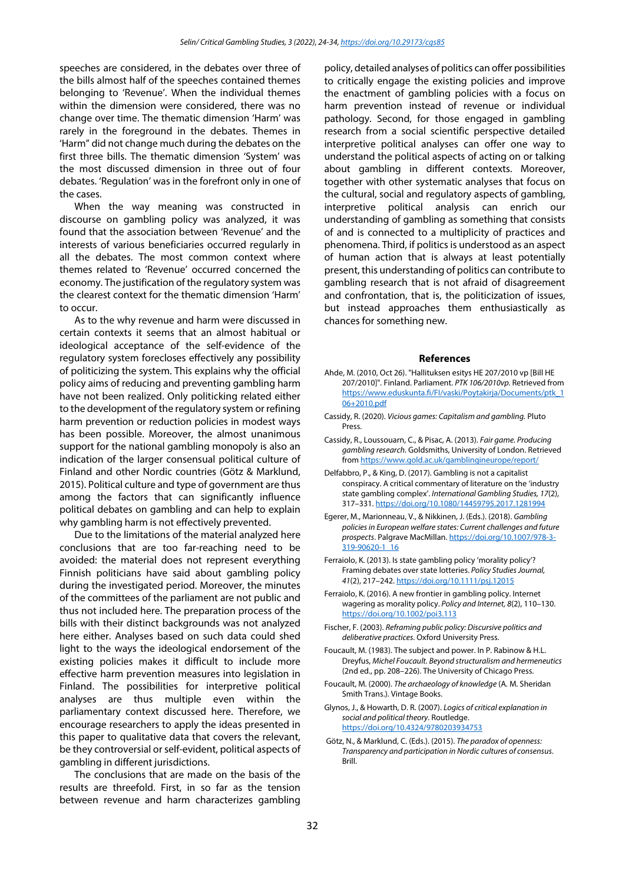speeches are considered, in the debates over three of the bills almost half of the speeches contained themes belonging to 'Revenue'. When the individual themes within the dimension were considered, there was no change over time. The thematic dimension 'Harm' was rarely in the foreground in the debates. Themes in 'Harm" did not change much during the debates on the first three bills. The thematic dimension 'System' was the most discussed dimension in three out of four debates. 'Regulation' was in the forefront only in one of the cases.

When the way meaning was constructed in discourse on gambling policy was analyzed, it was found that the association between 'Revenue' and the interests of various beneficiaries occurred regularly in all the debates. The most common context where themes related to 'Revenue' occurred concerned the economy. The justification of the regulatory system was the clearest context for the thematic dimension 'Harm' to occur.

As to the why revenue and harm were discussed in certain contexts it seems that an almost habitual or ideological acceptance of the self-evidence of the regulatory system forecloses effectively any possibility of politicizing the system. This explains why the official policy aims of reducing and preventing gambling harm have not been realized. Only politicking related either to the development of the regulatory system or refining harm prevention or reduction policies in modest ways has been possible. Moreover, the almost unanimous support for the national gambling monopoly is also an indication of the larger consensual political culture of Finland and other Nordic countries (Götz & Marklund, 2015). Political culture and type of government are thus among the factors that can significantly influence political debates on gambling and can help to explain why gambling harm is not effectively prevented.

Due to the limitations of the material analyzed here conclusions that are too far-reaching need to be avoided: the material does not represent everything Finnish politicians have said about gambling policy during the investigated period. Moreover, the minutes of the committees of the parliament are not public and thus not included here. The preparation process of the bills with their distinct backgrounds was not analyzed here either. Analyses based on such data could shed light to the ways the ideological endorsement of the existing policies makes it difficult to include more effective harm prevention measures into legislation in Finland. The possibilities for interpretive political analyses are thus multiple even within the parliamentary context discussed here. Therefore, we encourage researchers to apply the ideas presented in this paper to qualitative data that covers the relevant, be they controversial or self-evident, political aspects of gambling in different jurisdictions.

The conclusions that are made on the basis of the results are threefold. First, in so far as the tension between revenue and harm characterizes gambling policy, detailed analyses of politics can offer possibilities to critically engage the existing policies and improve the enactment of gambling policies with a focus on harm prevention instead of revenue or individual pathology. Second, for those engaged in gambling research from a social scientific perspective detailed interpretive political analyses can offer one way to understand the political aspects of acting on or talking about gambling in different contexts. Moreover, together with other systematic analyses that focus on the cultural, social and regulatory aspects of gambling, interpretive political analysis can enrich our understanding of gambling as something that consists of and is connected to a multiplicity of practices and phenomena. Third, if politics is understood as an aspect of human action that is always at least potentially present, this understanding of politics can contribute to gambling research that is not afraid of disagreement and confrontation, that is, the politicization of issues, but instead approaches them enthusiastically as chances for something new.

## References

Ahde, M. (2010, Oct 26). "Hallituksen esitys HE 207/2010 vp [Bill HE 207/2010]". Finland. Parliament. *PTK 106/2010vp.* Retrieved from https://www.eduskunta.fi/FI/vaski/Poytakirja/Documents/ptk_106+2010.pdf

Cassidy, R. (2020). *Vicious games: Capitalism and gambling.* Pluto Press.

Cassidy, R., Loussouarn, C., & Pisac, A. (2013). *Fair game. Producing gambling research.* Goldsmiths, University of London. Retrieved from https://www.gold.ac.uk/gamblingineurope/report/

Delfabbro, P., & King, D. (2017). Gambling is not a capitalist conspiracy. A critical commentary of literature on the 'industry state gambling complex'. *International Gambling Studies, 17*(2), 317–331. https://doi.org/10.1080/14459795.2017.1281994

Egerer, M., Marionneau, V., & Nikkinen, J. (Eds.). (2018). *Gambling policies in European welfare states: Current challenges and future prospects*. Palgrave MacMillan. https://doi.org/10.1007/978-3-319-90620-1_16

Ferraiolo, K. (2013). Is state gambling policy 'morality policy'? Framing debates over state lotteries. *Policy Studies Journal, 41*(2), 217–242. https://doi.org/10.1111/psj.12015

Ferraiolo, K. (2016). A new frontier in gambling policy. Internet wagering as morality policy. *Policy and Internet, 8*(2), 110–130. https://doi.org/10.1002/poi3.113

Fischer, F. (2003). *Reframing public policy: Discursive politics and deliberative practices*. Oxford University Press.

Foucault, M. (1983). The subject and power. In P. Rabinow & H.L. Dreyfus, *Michel Foucault. Beyond structuralism and hermeneutics* (2nd ed., pp. 208–226). The University of Chicago Press.

Foucault, M. (2000). *The archaeology of knowledge* (A. M. Sheridan Smith Trans.). Vintage Books.

Glynos, J., & Howarth, D. R. (2007). *Logics of critical explanation in social and political theory*. Routledge. https://doi.org/10.4324/9780203934753

Götz, N., & Marklund, C. (Eds.). (2015). *The paradox of openness: Transparency and participation in Nordic cultures of consensus*. Brill.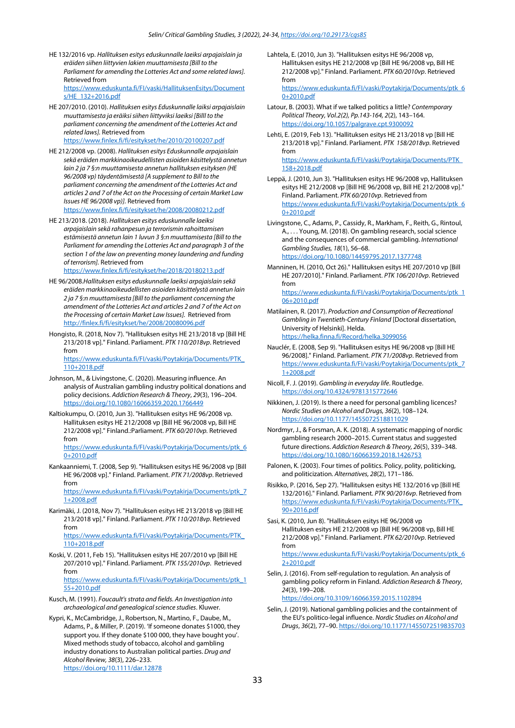HE 132/2016 vp. *Hallituksen esitys eduskunnalle laeiksi arpajaislain ja eräiden siihen liittyvien lakien muuttamisesta [Bill to the Parliament for amending the Lotteries Act and some related laws].* Retrieved from https://www.eduskunta.fi/FI/vaski/HallituksenEsitys/Documents/HE_132+2016.pdf

HE 207/2010. (2010). *Hallituksen esitys Eduskunnalle laiksi arpajaislain muuttamisesta ja eräiksi siihen liittyviksi laeiksi [Billl to the parliament concerning the amendment of the Lotteries Act and related laws].* Retrieved from https://www.finlex.fi/fi/esitykset/he/2010/20100207.pdf

HE 212/2008 vp. (2008). *Hallituksen esitys Eduskunnalle arpajaislain sekä eräiden markkinaoikeudellisten asioiden käsittelystä annetun lain 2 ja 7 §:n muuttamisesta annetun hallituksen esityksen (HE 96/2008 vp) täydentämisestä [A supplement to Bill to the parliament concerning the amendment of the Lotteries Act and articles 2 and 7 of the Act on the Processing of certain Market Law Issues HE 96/2008 vp)].* Retrieved from https://www.finlex.fi/fi/esitykset/he/2008/20080212.pdf

HE 213/2018. (2018). *Hallituksen esitys eduskunnalle laeiksi arpajaislain sekä rahanpesun ja terrorismin rahoittamisen estämisestä annetun lain 1 luvun 3 §:n muuttamisesta [Bill to the Parliament for amending the Lotteries Act and paragraph 3 of the section 1 of the law on preventing money laundering and funding of terrorism].* Retrieved from https://www.finlex.fi/fi/esitykset/he/2018/20180213.pdf

HE 96/2008.*Hallituksen esitys eduskunnalle laeiksi arpajaislain sekä eräiden markkinaoikeudellisten asioiden käsittelystä annetun lain 2 ja 7 §:n muuttamisesta [Bill to the parliament concerning the amendment of the Lotteries Act and articles 2 and 7 of the Act on the Processing of certain Market Law Issues].* Retrieved from http://finlex.fi/fi/esitykset/he/2008/20080096.pdf

Hongisto, R. (2018, Nov 7). "Hallituksen esitys HE 213/2018 vp [Bill HE 213/2018 vp]." Finland. Parliament. *PTK 110/2018vp*. Retrieved from https://www.eduskunta.fi/FI/vaski/Poytakirja/Documents/PTK_110+2018.pdf

Johnson, M., & Livingstone, C. (2020). Measuring influence. An analysis of Australian gambling industry political donations and policy decisions. *Addiction Research & Theory, 29*(3), 196–204. https://doi.org/10.1080/16066359.2020.1766449

Kaltiokumpu, O. (2010, Jun 3). "Hallituksen esitys HE 96/2008 vp, Hallituksen esitys HE 212/2008 vp [Bill HE 96/2008 vp, Bill HE 212/2008 vp]." Finland.:Parliament. *PTK 60/2010vp.* Retrieved from https://www.eduskunta.fi/FI/vaski/Poytakirja/Documents/ptk_60+2010.pdf

Kankaanniemi, T. (2008, Sep 9). "Hallituksen esitys HE 96/2008 vp [Bill HE 96/2008 vp]." Finland. Parliament. *PTK 71/2008vp*. Retrieved from https://www.eduskunta.fi/FI/vaski/Poytakirja/Documents/ptk_71+2008.pdf

Karimäki, J. (2018, Nov 7). "Hallituksen esitys HE 213/2018 vp [Bill HE 213/2018 vp]." Finland. Parliament. *PTK 110/2018vp*. Retrieved from https://www.eduskunta.fi/FI/vaski/Poytakirja/Documents/PTK_110+2018.pdf

Koski, V. (2011, Feb 15). "Hallituksen esitys HE 207/2010 vp [Bill HE 207/2010 vp]." Finland. Parliament. *PTK 155/2010vp*. Retrieved from https://www.eduskunta.fi/FI/vaski/Poytakirja/Documents/ptk_155+2010.pdf

Kusch, M. (1991). *Foucault's strata and fields. An Investigation into archaeological and genealogical science studies*. Kluwer.

Kypri, K., McCambridge, J., Robertson, N., Martino, F., Daube, M., Adams, P., & Miller, P. (2019). 'If someone donates $1000, they support you. If they donate $100 000, they have bought you'. Mixed methods study of tobacco, alcohol and gambling industry donations to Australian political parties. *Drug and Alcohol Review, 38*(3), 226–233. https://doi.org/10.1111/dar.12878

Lahtela, E. (2010, Jun 3). "Hallituksen esitys HE 96/2008 vp, Hallituksen esitys HE 212/2008 vp [Bill HE 96/2008 vp, Bill HE 212/2008 vp]." Finland. Parliament. *PTK 60/2010vp*. Retrieved from https://www.eduskunta.fi/FI/vaski/Poytakirja/Documents/ptk_60+2010.pdf

Latour, B. (2003). What if we talked politics a little? *Contemporary Political Theory, Vol.2(2), Pp.143-164, 2*(2), 143–164. https://doi.org/10.1057/palgrave.cpt.9300092

Lehti, E. (2019, Feb 13). "Hallituksen esitys HE 213/2018 vp [Bill HE 213/2018 vp]." Finland. Parliament. *PTK 158/2018vp*. Retrieved from https://www.eduskunta.fi/FI/vaski/Poytakirja/Documents/PTK_158+2018.pdf

Leppä, J. (2010, Jun 3). "Hallituksen esitys HE 96/2008 vp, Hallituksen esitys HE 212/2008 vp [Bill HE 96/2008 vp, Bill HE 212/2008 vp]." Finland. Parliament. *PTK 60/2010vp*. Retrieved from https://www.eduskunta.fi/FI/vaski/Poytakirja/Documents/ptk_60+2010.pdf

Livingstone, C., Adams, P., Cassidy, R., Markham, F., Reith, G., Rintoul, A., . . . Young, M. (2018). On gambling research, social science and the consequences of commercial gambling. *International Gambling Studies, 18*(1), 56–68. https://doi.org/10.1080/14459795.2017.1377748

Manninen, H. (2010, Oct 26)." Hallituksen esitys HE 207/2010 vp [Bill HE 207/2010]." Finland. Parliament. *PTK 106/2010vp*. Retrieved from https://www.eduskunta.fi/FI/vaski/Poytakirja/Documents/ptk_106+2010.pdf

Matilainen, R. (2017). *Production and Consumption of Recreational Gambling in Twentieth-Century Finland* [Doctoral dissertation, University of Helsinki]. Helda. https://helka.finna.fi/Record/helka.3099056

Nauclér, E. (2008, Sep 9). "Hallituksen esitys HE 96/2008 vp [Bill HE 96/2008]." Finland. Parliament. *PTK 71/2008vp*. Retrieved from https://www.eduskunta.fi/FI/vaski/Poytakirja/Documents/ptk_71+2008.pdf

Nicoll, F. J. (2019). *Gambling in everyday life*. Routledge. https://doi.org/10.4324/9781315772646

Nikkinen, J. (2019). Is there a need for personal gambling licences? *Nordic Studies on Alcohol and Drugs, 36*(2), 108–124. https://doi.org/10.1177/1455072518811029

Nordmyr, J., & Forsman, A. K. (2018). A systematic mapping of nordic gambling research 2000–2015. Current status and suggested future directions. *Addiction Research & Theory, 26*(5), 339–348. https://doi.org/10.1080/16066359.2018.1426753

Palonen, K. (2003). Four times of politics. Policy, polity, politicking, and politicization. *Alternatives, 28*(2), 171–186.

Risikko, P. (2016, Sep 27). "Hallituksen esitys HE 132/2016 vp [Bill HE 132/2016]." Finland. Parliament. *PTK 90/2016vp*. Retrieved from https://www.eduskunta.fi/FI/vaski/Poytakirja/Documents/PTK_90+2016.pdf

Sasi, K. (2010, Jun 8). "Hallituksen esitys HE 96/2008 vp Hallituksen esitys HE 212/2008 vp [Bill HE 96/2008 vp, Bill HE 212/2008 vp]." Finland. Parliament. *PTK 62/2010vp*. Retrieved from https://www.eduskunta.fi/FI/vaski/Poytakirja/Documents/ptk_62+2010.pdf

Selin, J. (2016). From self-regulation to regulation. An analysis of gambling policy reform in Finland. *Addiction Research & Theory, 24*(3), 199–208. https://doi.org/10.3109/16066359.2015.1102894

Selin, J. (2019). National gambling policies and the containment of the EU's politico-legal influence. *Nordic Studies on Alcohol and Drugs, 36*(2), 77–90. https://doi.org/10.1177/1455072519835703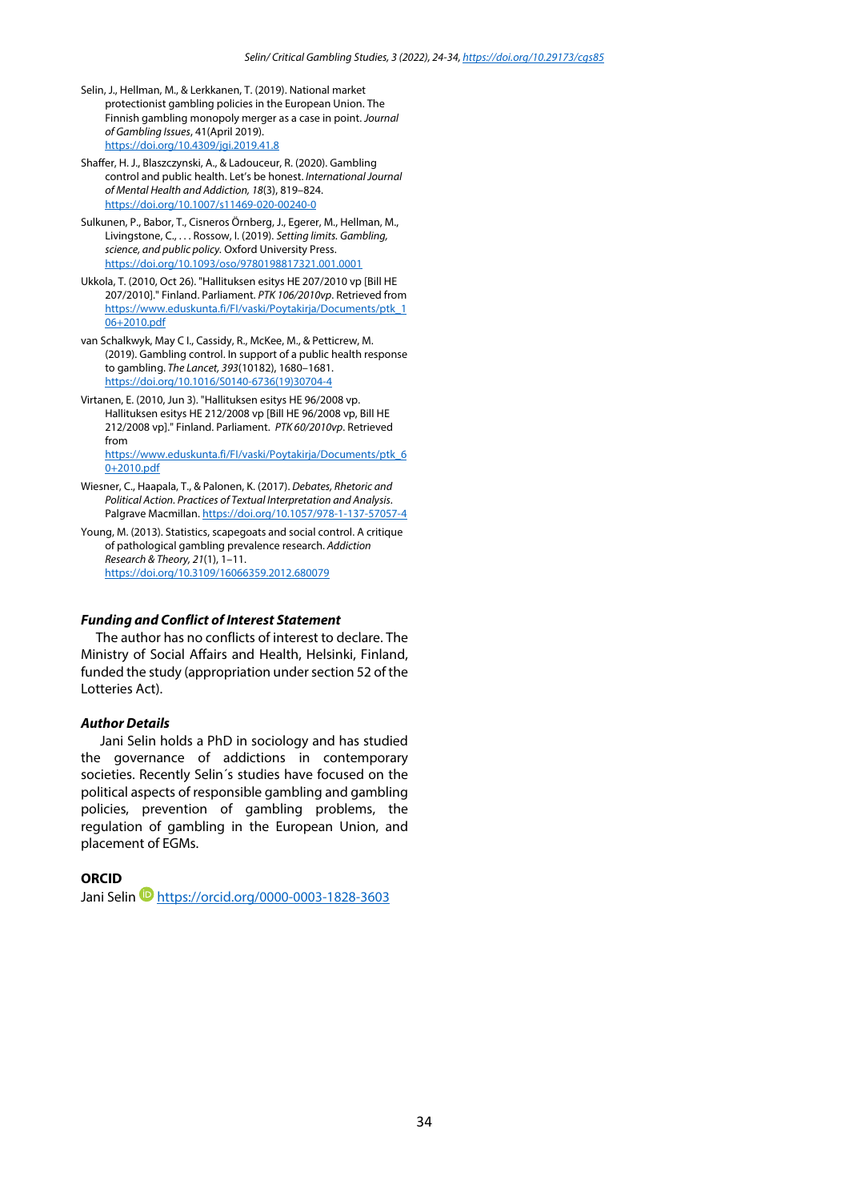Selin, J., Hellman, M., & Lerkkanen, T. (2019). National market protectionist gambling policies in the European Union. The Finnish gambling monopoly merger as a case in point. *Journal of Gambling Issues*, 41(April 2019). https://doi.org/10.4309/jgi.2019.41.8

Shaffer, H. J., Blaszczynski, A., & Ladouceur, R. (2020). Gambling control and public health. Let's be honest. *International Journal of Mental Health and Addiction, 18*(3), 819–824. https://doi.org/10.1007/s11469-020-00240-0

Sulkunen, P., Babor, T., Cisneros Örnberg, J., Egerer, M., Hellman, M., Livingstone, C., . . . Rossow, I. (2019). *Setting limits. Gambling, science, and public policy.* Oxford University Press. https://doi.org/10.1093/oso/9780198817321.001.0001

Ukkola, T. (2010, Oct 26). "Hallituksen esitys HE 207/2010 vp [Bill HE 207/2010]." Finland. Parliament. *PTK 106/2010vp*. Retrieved from https://www.eduskunta.fi/FI/vaski/Poytakirja/Documents/ptk_106+2010.pdf

van Schalkwyk, May C I., Cassidy, R., McKee, M., & Petticrew, M. (2019). Gambling control. In support of a public health response to gambling. *The Lancet, 393*(10182), 1680–1681. https://doi.org/10.1016/S0140-6736(19)30704-4

Virtanen, E. (2010, Jun 3). "Hallituksen esitys HE 96/2008 vp. Hallituksen esitys HE 212/2008 vp [Bill HE 96/2008 vp, Bill HE 212/2008 vp]." Finland. Parliament. *PTK 60/2010vp*. Retrieved from https://www.eduskunta.fi/FI/vaski/Poytakirja/Documents/ptk_60+2010.pdf

Wiesner, C., Haapala, T., & Palonen, K. (2017). *Debates, Rhetoric and Political Action. Practices of Textual Interpretation and Analysis*. Palgrave Macmillan. https://doi.org/10.1057/978-1-137-57057-4

Young, M. (2013). Statistics, scapegoats and social control. A critique of pathological gambling prevalence research. *Addiction Research & Theory, 21*(1), 1–11. https://doi.org/10.3109/16066359.2012.680079

### *Funding and Conflict of Interest Statement*

The author has no conflicts of interest to declare. The Ministry of Social Affairs and Health, Helsinki, Finland, funded the study (appropriation under section 52 of the Lotteries Act).

### *Author Details*

Jani Selin holds a PhD in sociology and has studied the governance of addictions in contemporary societies. Recently Selin´s studies have focused on the political aspects of responsible gambling and gambling policies, prevention of gambling problems, the regulation of gambling in the European Union, and placement of EGMs.

### ORCID

Jani Selin https://orcid.org/0000-0003-1828-3603